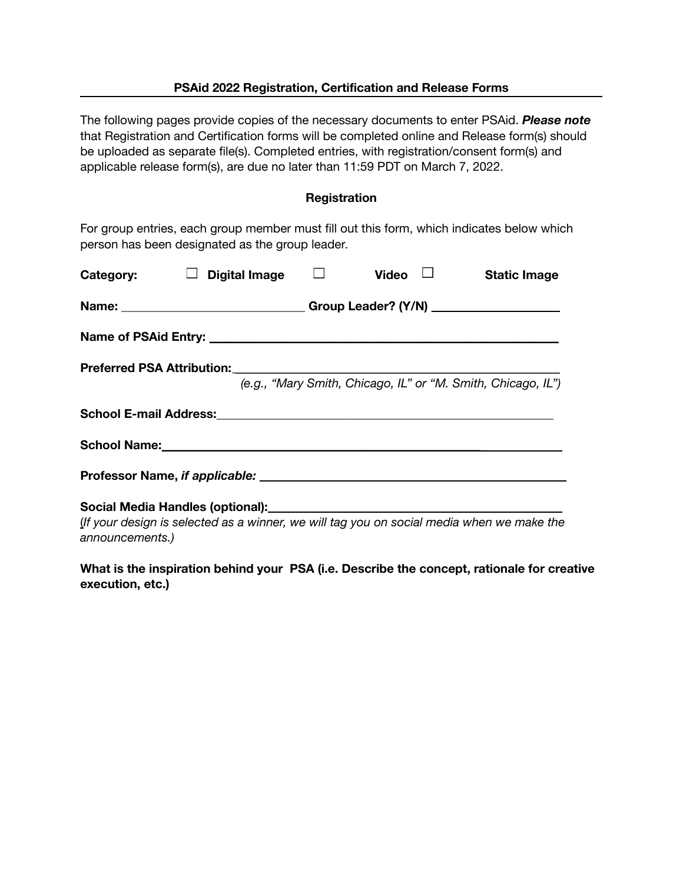**PSAid 2022 Registration, Certification and Release Forms**

---

The following pages provide copies of the necessary documents to enter PSAid. ***Please note*** that Registration and Certification forms will be completed online and Release form(s) should be uploaded as separate file(s). Completed entries, with registration/consent form(s) and applicable release form(s), are due no later than 11:59 PDT on March 7, 2022.

**Registration**

For group entries, each group member must fill out this form, which indicates below which person has been designated as the group leader.

**Category:** ☐ **Digital Image** ☐ **Video** ☐ **Static Image**

**Name:** ____________________________ **Group Leader? (Y/N)** ___________________

**Name of PSAid Entry:** ______________________________________________________

**Preferred PSA Attribution:** _________________________________________________
*(e.g., "Mary Smith, Chicago, IL" or "M. Smith, Chicago, IL")*

**School E-mail Address:** ____________________________________________________

**School Name:** ___________________________________________________________

**Professor Name,** ***if applicable:*** ______________________________________________

**Social Media Handles (optional):** ___________________________________________
*(If your design is selected as a winner, we will tag you on social media when we make the announcements.)*

**What is the inspiration behind your PSA (i.e. Describe the concept, rationale for creative execution, etc.)**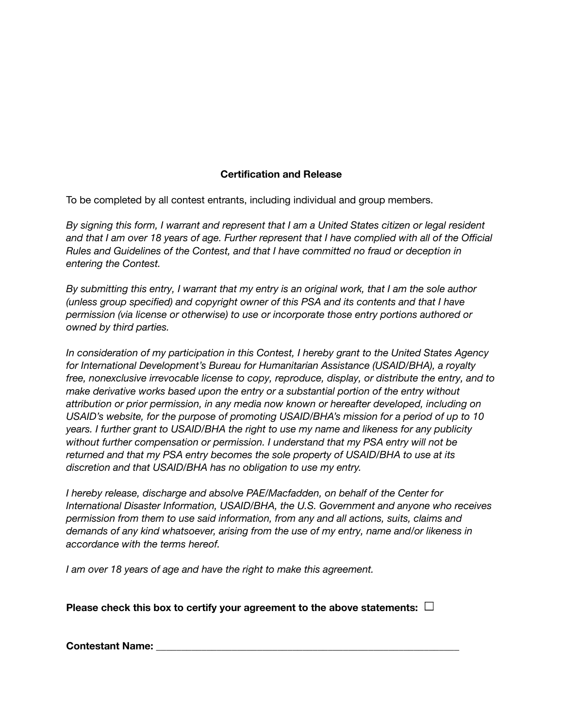## Certification and Release

To be completed by all contest entrants, including individual and group members.

*By signing this form, I warrant and represent that I am a United States citizen or legal resident and that I am over 18 years of age. Further represent that I have complied with all of the Official Rules and Guidelines of the Contest, and that I have committed no fraud or deception in entering the Contest.*

*By submitting this entry, I warrant that my entry is an original work, that I am the sole author (unless group specified) and copyright owner of this PSA and its contents and that I have permission (via license or otherwise) to use or incorporate those entry portions authored or owned by third parties.*

*In consideration of my participation in this Contest, I hereby grant to the United States Agency for International Development's Bureau for Humanitarian Assistance (USAID/BHA), a royalty free, nonexclusive irrevocable license to copy, reproduce, display, or distribute the entry, and to make derivative works based upon the entry or a substantial portion of the entry without attribution or prior permission, in any media now known or hereafter developed, including on USAID's website, for the purpose of promoting USAID/BHA's mission for a period of up to 10 years. I further grant to USAID/BHA the right to use my name and likeness for any publicity without further compensation or permission. I understand that my PSA entry will not be returned and that my PSA entry becomes the sole property of USAID/BHA to use at its discretion and that USAID/BHA has no obligation to use my entry.*

*I hereby release, discharge and absolve PAE/Macfadden, on behalf of the Center for International Disaster Information, USAID/BHA, the U.S. Government and anyone who receives permission from them to use said information, from any and all actions, suits, claims and demands of any kind whatsoever, arising from the use of my entry, name and/or likeness in accordance with the terms hereof.*

*I am over 18 years of age and have the right to make this agreement.*

**Please check this box to certify your agreement to the above statements:** ☐

**Contestant Name:** ___________________________________________________________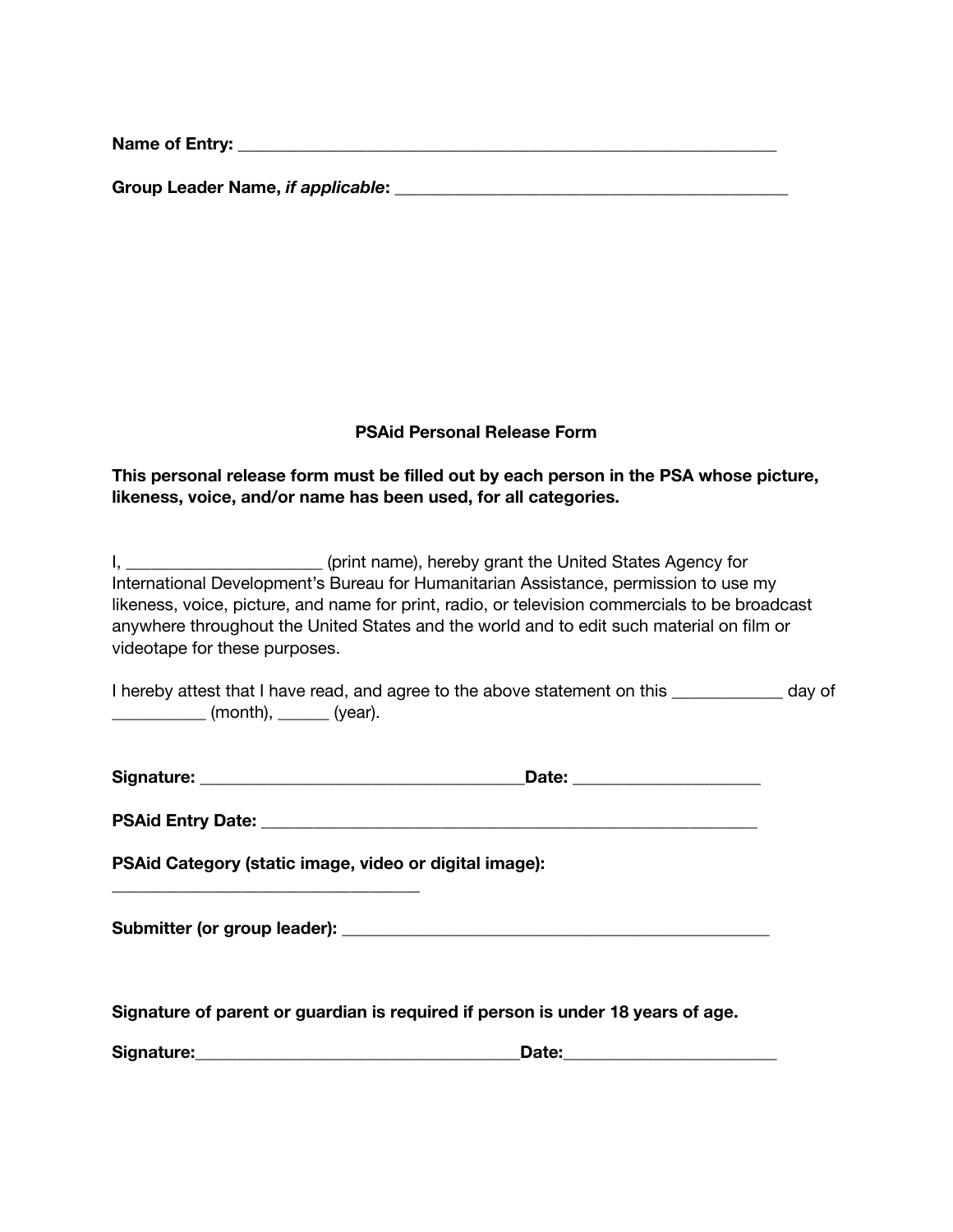**Name of Entry:** ___________________________________________________________

**Group Leader Name,** ***if applicable*****:** __________________________________________

**PSAid Personal Release Form**

**This personal release form must be filled out by each person in the PSA whose picture, likeness, voice, and/or name has been used, for all categories.**

I, _____________________ (print name), hereby grant the United States Agency for International Development's Bureau for Humanitarian Assistance, permission to use my likeness, voice, picture, and name for print, radio, or television commercials to be broadcast anywhere throughout the United States and the world and to edit such material on film or videotape for these purposes.

I hereby attest that I have read, and agree to the above statement on this ____________ day of __________ (month), ______ (year).

**Signature:** ____________________________________**Date:** _____________________

**PSAid Entry Date:** ______________________________________________________

**PSAid Category (static image, video or digital image):** __________________________________

**Submitter (or group leader):** ________________________________________________

**Signature of parent or guardian is required if person is under 18 years of age.**

**Signature:**____________________________________**Date:**_______________________